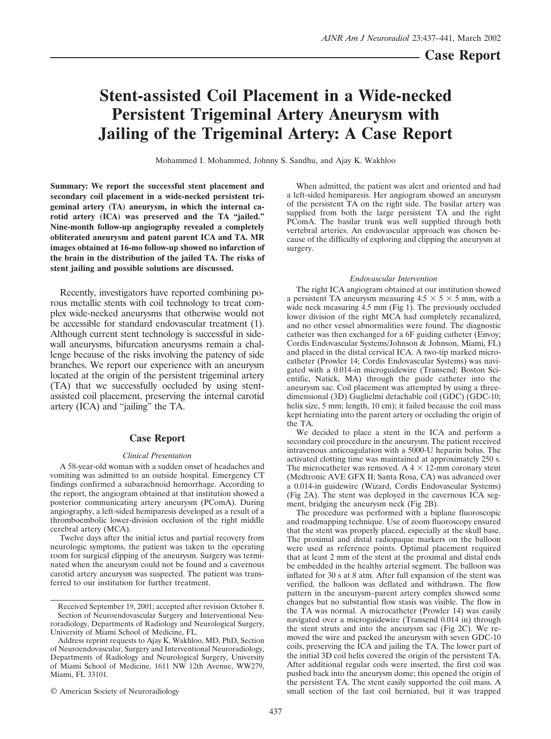# Case Report

# Stent-assisted Coil Placement in a Wide-necked Persistent Trigeminal Artery Aneurysm with Jailing of the Trigeminal Artery: A Case Report

Mohammed I. Mohammed, Johnny S. Sandhu, and Ajay K. Wakhloo

**Summary: We report the successful stent placement and secondary coil placement in a wide-necked persistent trigeminal artery (TA) aneurysm, in which the internal carotid artery (ICA) was preserved and the TA "jailed." Nine-month follow-up angiography revealed a completely obliterated aneurysm and patent parent ICA and TA. MR images obtained at 16-mo follow-up showed no infarction of the brain in the distribution of the jailed TA. The risks of stent jailing and possible solutions are discussed.**

Recently, investigators have reported combining porous metallic stents with coil technology to treat complex wide-necked aneurysms that otherwise would not be accessible for standard endovascular treatment (1). Although current stent technology is successful in sidewall aneurysms, bifurcation aneurysms remain a challenge because of the risks involving the patency of side branches. We report our experience with an aneurysm located at the origin of the persistent trigeminal artery (TA) that we successfully occluded by using stent-assisted coil placement, preserving the internal carotid artery (ICA) and "jailing" the TA.

## Case Report

### *Clinical Presentation*

A 58-year-old woman with a sudden onset of headaches and vomiting was admitted to an outside hospital. Emergency CT findings confirmed a subarachnoid hemorrhage. According to the report, the angiogram obtained at that institution showed a posterior communicating artery aneurysm (PComA). During angiography, a left-sided hemiparesis developed as a result of a thromboembolic lower-division occlusion of the right middle cerebral artery (MCA).

Twelve days after the initial ictus and partial recovery from neurologic symptoms, the patient was taken to the operating room for surgical clipping of the aneurysm. Surgery was terminated when the aneurysm could not be found and a cavernous carotid artery aneurysm was suspected. The patient was transferred to our institution for further treatment.

When admitted, the patient was alert and oriented and had a left-sided hemiparesis. Her angiogram showed an aneurysm of the persistent TA on the right side. The basilar artery was supplied from both the large persistent TA and the right PComA. The basilar trunk was well supplied through both vertebral arteries. An endovascular approach was chosen because of the difficulty of exploring and clipping the aneurysm at surgery.

### *Endovascular Intervention*

The right ICA angiogram obtained at our institution showed a persistent TA aneurysm measuring 4.5 × 5 × 5 mm, with a wide neck measuring 4.5 mm (Fig 1). The previously occluded lower division of the right MCA had completely recanalized, and no other vessel abnormalities were found. The diagnostic catheter was then exchanged for a 6F guiding catheter (Envoy; Cordis Endovascular Systems/Johnson & Johnson, Miami, FL) and placed in the distal cervical ICA. A two-tip marked microcatheter (Prowler 14; Cordis Endovascular Systems) was navigated with a 0.014-in microguidewire (Transend; Boston Scientific, Natick, MA) through the guide catheter into the aneurysm sac. Coil placement was attempted by using a three-dimensional (3D) Guglielmi detachable coil (GDC) (GDC-10; helix size, 5 mm; length, 10 cm); it failed because the coil mass kept herniating into the parent artery or occluding the origin of the TA.

We decided to place a stent in the ICA and perform a secondary coil procedure in the aneurysm. The patient received intravenous anticoagulation with a 5000-U heparin bolus. The activated clotting time was maintained at approximately 250 s. The microcatheter was removed. A 4 × 12-mm coronary stent (Medtronic AVE GFX II; Santa Rosa, CA) was advanced over a 0.014-in guidewire (Wizard, Cordis Endovascular Systems) (Fig 2A). The stent was deployed in the cavernous ICA segment, bridging the aneurysm neck (Fig 2B).

The procedure was performed with a biplane fluoroscopic and roadmapping technique. Use of zoom fluoroscopy ensured that the stent was properly placed, especially at the skull base. The proximal and distal radiopaque markers on the balloon were used as reference points. Optimal placement required that at least 2 mm of the stent at the proximal and distal ends be embedded in the healthy arterial segment. The balloon was inflated for 30 s at 8 atm. After full expansion of the stent was verified, the balloon was deflated and withdrawn. The flow pattern in the aneurysm–parent artery complex showed some changes but no substantial flow stasis was visible. The flow in the TA was normal. A microcatheter (Prowler 14) was easily navigated over a microguidewire (Transend 0.014 in) through the stent struts and into the aneurysm sac (Fig 2C). We removed the wire and packed the aneurysm with seven GDC-10 coils, preserving the ICA and jailing the TA. The lower part of the initial 3D coil helix covered the origin of the persistent TA. After additional regular coils were inserted, the first coil was pushed back into the aneurysm dome; this opened the origin of the persistent TA. The stent easily supported the coil mass. A small section of the last coil herniated, but it was trapped

Received September 19, 2001; accepted after revision October 8.

Section of Neuroendovascular Surgery and Interventional Neuroradiology, Departments of Radiology and Neurological Surgery, University of Miami School of Medicine, FL.

Address reprint requests to Ajay K. Wakhloo, MD, PhD, Section of Neuroendovascular, Surgery and Interventional Neuroradiology, Departments of Radiology and Neurological Surgery, University of Miami School of Medicine, 1611 NW 12th Avenue, WW279, Miami, FL 33101.

© American Society of Neuroradiology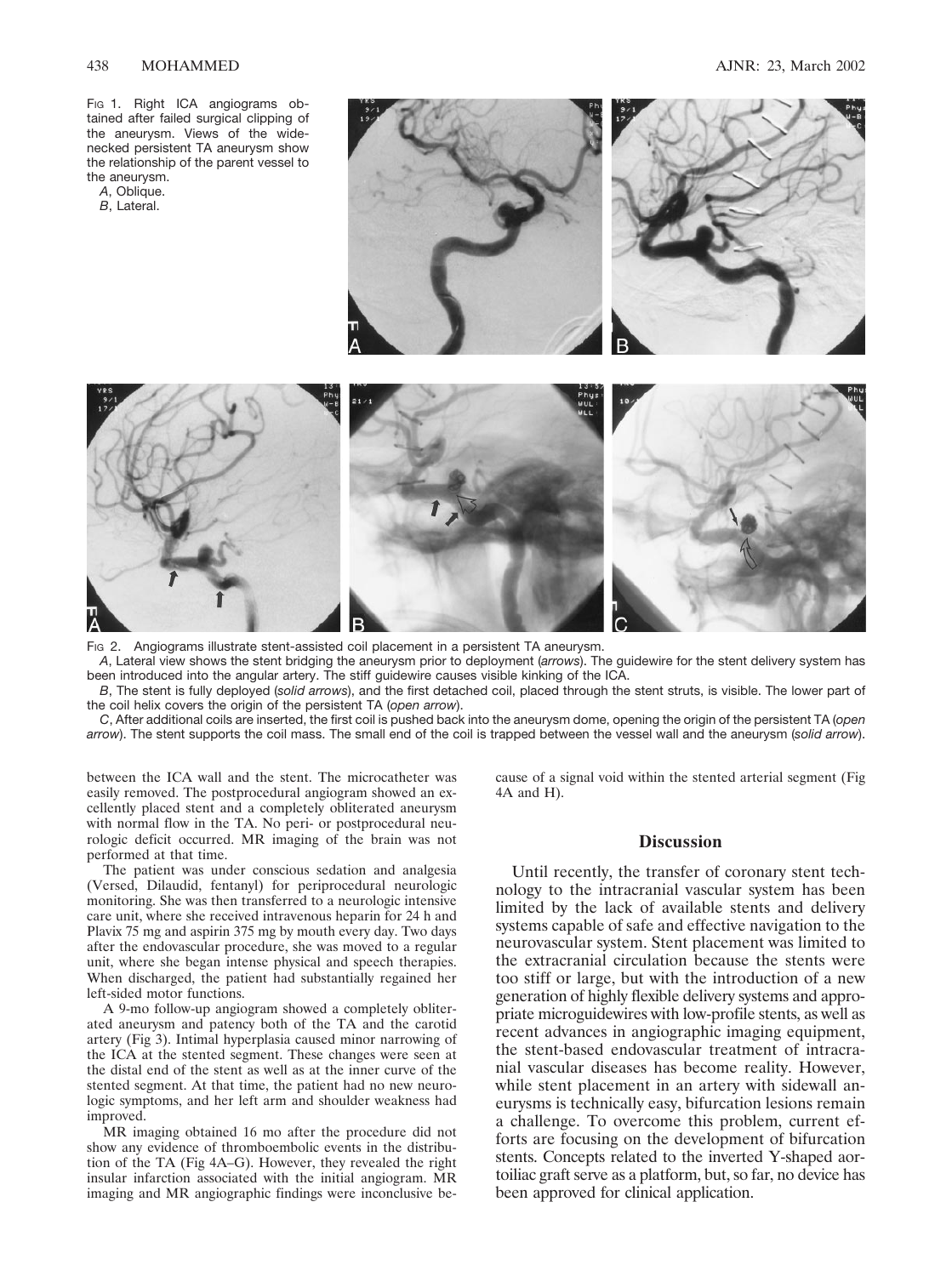FIG 1. Right ICA angiograms obtained after failed surgical clipping of the aneurysm. Views of the wide-necked persistent TA aneurysm show the relationship of the parent vessel to the aneurysm.

*A*, Oblique.

*B*, Lateral.

FIG 2. Angiograms illustrate stent-assisted coil placement in a persistent TA aneurysm.

*A*, Lateral view shows the stent bridging the aneurysm prior to deployment (*arrows*). The guidewire for the stent delivery system has been introduced into the angular artery. The stiff guidewire causes visible kinking of the ICA.

*B*, The stent is fully deployed (*solid arrows*), and the first detached coil, placed through the stent struts, is visible. The lower part of the coil helix covers the origin of the persistent TA (*open arrow*).

*C*, After additional coils are inserted, the first coil is pushed back into the aneurysm dome, opening the origin of the persistent TA (*open arrow*). The stent supports the coil mass. The small end of the coil is trapped between the vessel wall and the aneurysm (*solid arrow*).

between the ICA wall and the stent. The microcatheter was easily removed. The postprocedural angiogram showed an excellently placed stent and a completely obliterated aneurysm with normal flow in the TA. No peri- or postprocedural neurologic deficit occurred. MR imaging of the brain was not performed at that time.

The patient was under conscious sedation and analgesia (Versed, Dilaudid, fentanyl) for periprocedural neurologic monitoring. She was then transferred to a neurologic intensive care unit, where she received intravenous heparin for 24 h and Plavix 75 mg and aspirin 375 mg by mouth every day. Two days after the endovascular procedure, she was moved to a regular unit, where she began intense physical and speech therapies. When discharged, the patient had substantially regained her left-sided motor functions.

A 9-mo follow-up angiogram showed a completely obliterated aneurysm and patency both of the TA and the carotid artery (Fig 3). Intimal hyperplasia caused minor narrowing of the ICA at the stented segment. These changes were seen at the distal end of the stent as well as at the inner curve of the stented segment. At that time, the patient had no new neurologic symptoms, and her left arm and shoulder weakness had improved.

MR imaging obtained 16 mo after the procedure did not show any evidence of thromboembolic events in the distribution of the TA (Fig 4A–G). However, they revealed the right insular infarction associated with the initial angiogram. MR imaging and MR angiographic findings were inconclusive because of a signal void within the stented arterial segment (Fig 4A and H).

## Discussion

Until recently, the transfer of coronary stent technology to the intracranial vascular system has been limited by the lack of available stents and delivery systems capable of safe and effective navigation to the neurovascular system. Stent placement was limited to the extracranial circulation because the stents were too stiff or large, but with the introduction of a new generation of highly flexible delivery systems and appropriate microguidewires with low-profile stents, as well as recent advances in angiographic imaging equipment, the stent-based endovascular treatment of intracranial vascular diseases has become reality. However, while stent placement in an artery with sidewall aneurysms is technically easy, bifurcation lesions remain a challenge. To overcome this problem, current efforts are focusing on the development of bifurcation stents. Concepts related to the inverted Y-shaped aortoiliac graft serve as a platform, but, so far, no device has been approved for clinical application.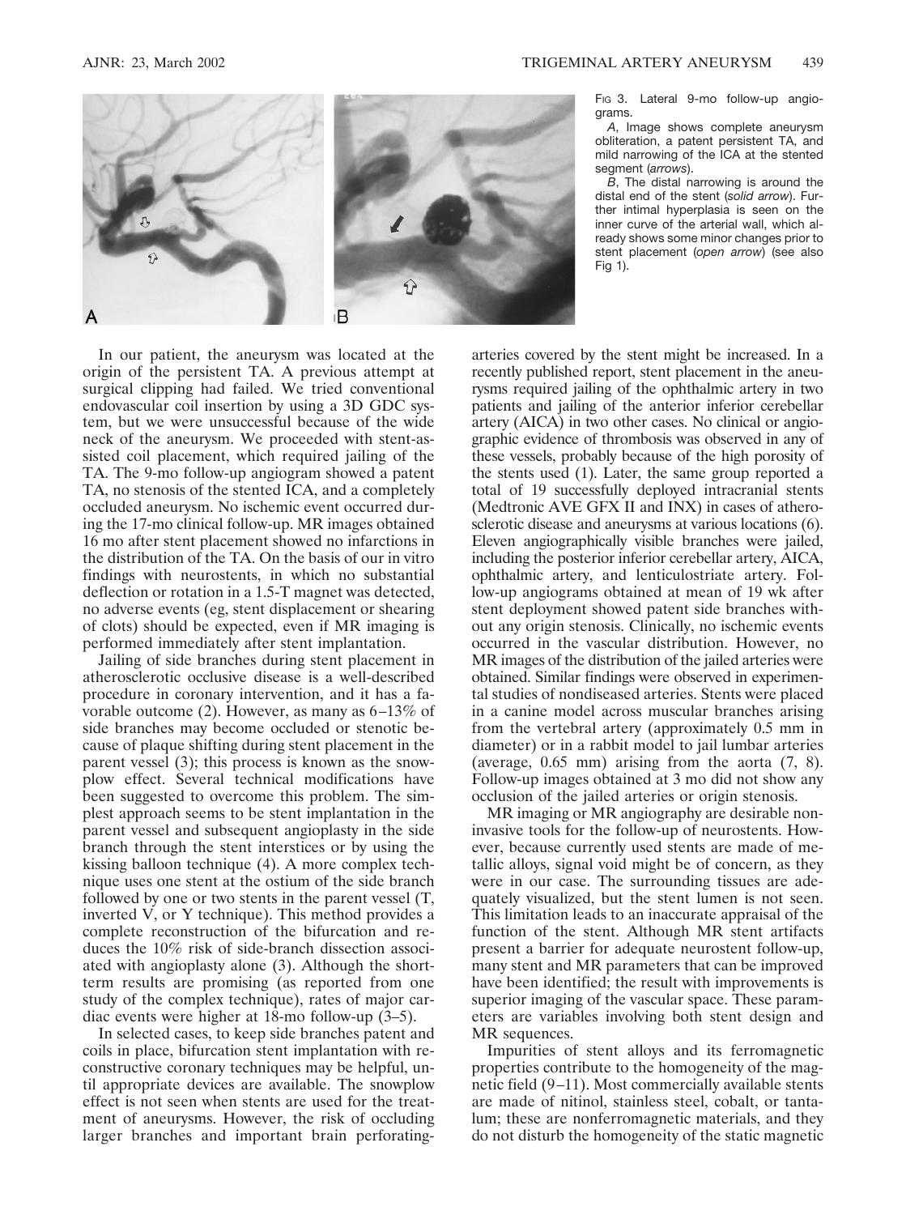Fig 3. Lateral 9-mo follow-up angiograms.

*A*, Image shows complete aneurysm obliteration, a patent persistent TA, and mild narrowing of the ICA at the stented segment (*arrows*).

*B*, The distal narrowing is around the distal end of the stent (*solid arrow*). Further intimal hyperplasia is seen on the inner curve of the arterial wall, which already shows some minor changes prior to stent placement (*open arrow*) (see also Fig 1).

In our patient, the aneurysm was located at the origin of the persistent TA. A previous attempt at surgical clipping had failed. We tried conventional endovascular coil insertion by using a 3D GDC system, but we were unsuccessful because of the wide neck of the aneurysm. We proceeded with stent-assisted coil placement, which required jailing of the TA. The 9-mo follow-up angiogram showed a patent TA, no stenosis of the stented ICA, and a completely occluded aneurysm. No ischemic event occurred during the 17-mo clinical follow-up. MR images obtained 16 mo after stent placement showed no infarctions in the distribution of the TA. On the basis of our in vitro findings with neurostents, in which no substantial deflection or rotation in a 1.5-T magnet was detected, no adverse events (eg, stent displacement or shearing of clots) should be expected, even if MR imaging is performed immediately after stent implantation.

Jailing of side branches during stent placement in atherosclerotic occlusive disease is a well-described procedure in coronary intervention, and it has a favorable outcome (2). However, as many as 6–13% of side branches may become occluded or stenotic because of plaque shifting during stent placement in the parent vessel (3); this process is known as the snowplow effect. Several technical modifications have been suggested to overcome this problem. The simplest approach seems to be stent implantation in the parent vessel and subsequent angioplasty in the side branch through the stent interstices or by using the kissing balloon technique (4). A more complex technique uses one stent at the ostium of the side branch followed by one or two stents in the parent vessel (T, inverted V, or Y technique). This method provides a complete reconstruction of the bifurcation and reduces the 10% risk of side-branch dissection associated with angioplasty alone (3). Although the short-term results are promising (as reported from one study of the complex technique), rates of major cardiac events were higher at 18-mo follow-up (3–5).

In selected cases, to keep side branches patent and coils in place, bifurcation stent implantation with reconstructive coronary techniques may be helpful, until appropriate devices are available. The snowplow effect is not seen when stents are used for the treatment of aneurysms. However, the risk of occluding larger branches and important brain perforating-arteries covered by the stent might be increased. In a recently published report, stent placement in the aneurysms required jailing of the ophthalmic artery in two patients and jailing of the anterior inferior cerebellar artery (AICA) in two other cases. No clinical or angiographic evidence of thrombosis was observed in any of these vessels, probably because of the high porosity of the stents used (1). Later, the same group reported a total of 19 successfully deployed intracranial stents (Medtronic AVE GFX II and INX) in cases of atherosclerotic disease and aneurysms at various locations (6). Eleven angiographically visible branches were jailed, including the posterior inferior cerebellar artery, AICA, ophthalmic artery, and lenticulostriate artery. Follow-up angiograms obtained at mean of 19 wk after stent deployment showed patent side branches without any origin stenosis. Clinically, no ischemic events occurred in the vascular distribution. However, no MR images of the distribution of the jailed arteries were obtained. Similar findings were observed in experimental studies of nondiseased arteries. Stents were placed in a canine model across muscular branches arising from the vertebral artery (approximately 0.5 mm in diameter) or in a rabbit model to jail lumbar arteries (average, 0.65 mm) arising from the aorta (7, 8). Follow-up images obtained at 3 mo did not show any occlusion of the jailed arteries or origin stenosis.

MR imaging or MR angiography are desirable noninvasive tools for the follow-up of neurostents. However, because currently used stents are made of metallic alloys, signal void might be of concern, as they were in our case. The surrounding tissues are adequately visualized, but the stent lumen is not seen. This limitation leads to an inaccurate appraisal of the function of the stent. Although MR stent artifacts present a barrier for adequate neurostent follow-up, many stent and MR parameters that can be improved have been identified; the result with improvements is superior imaging of the vascular space. These parameters are variables involving both stent design and MR sequences.

Impurities of stent alloys and its ferromagnetic properties contribute to the homogeneity of the magnetic field (9–11). Most commercially available stents are made of nitinol, stainless steel, cobalt, or tantalum; these are nonferromagnetic materials, and they do not disturb the homogeneity of the static magnetic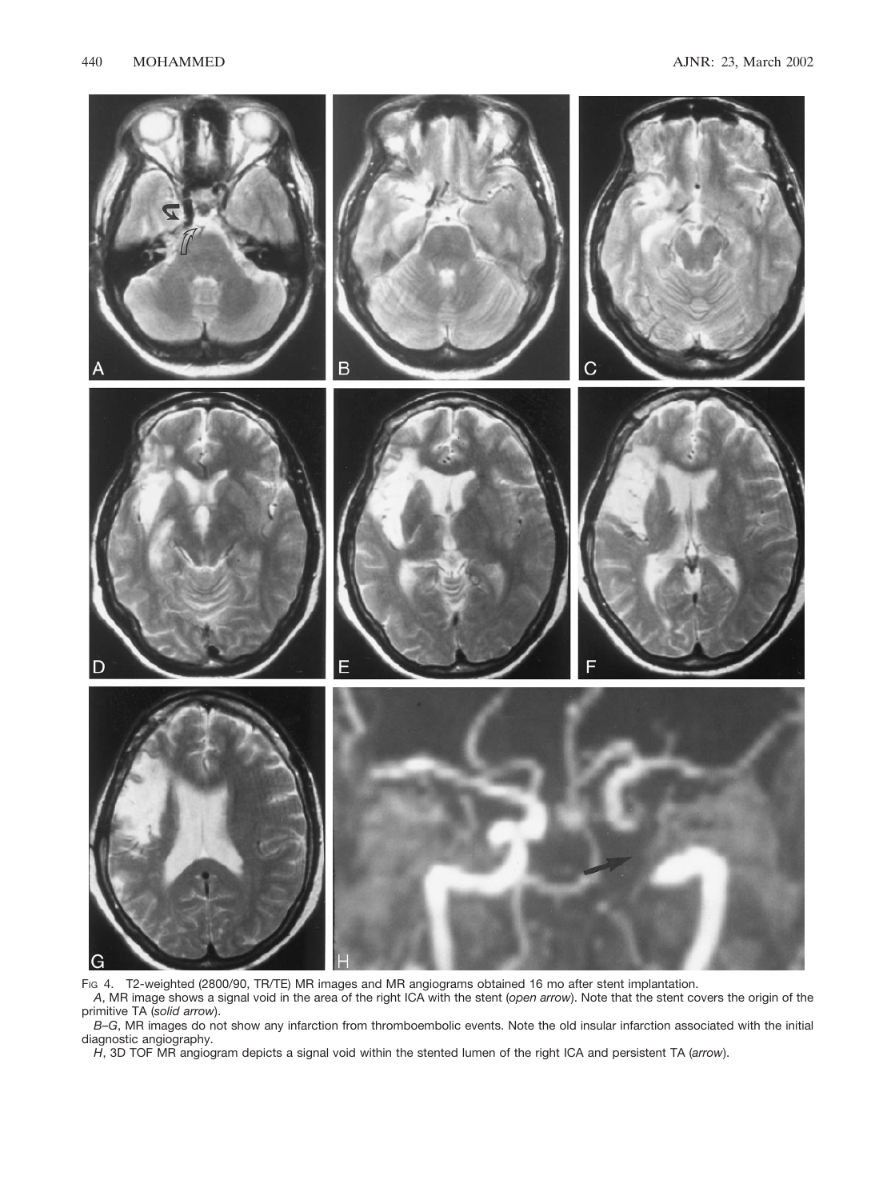Fig 4. T2-weighted (2800/90, TR/TE) MR images and MR angiograms obtained 16 mo after stent implantation.

*A*, MR image shows a signal void in the area of the right ICA with the stent (*open arrow*). Note that the stent covers the origin of the primitive TA (*solid arrow*).

*B–G*, MR images do not show any infarction from thromboembolic events. Note the old insular infarction associated with the initial diagnostic angiography.

*H*, 3D TOF MR angiogram depicts a signal void within the stented lumen of the right ICA and persistent TA (*arrow*).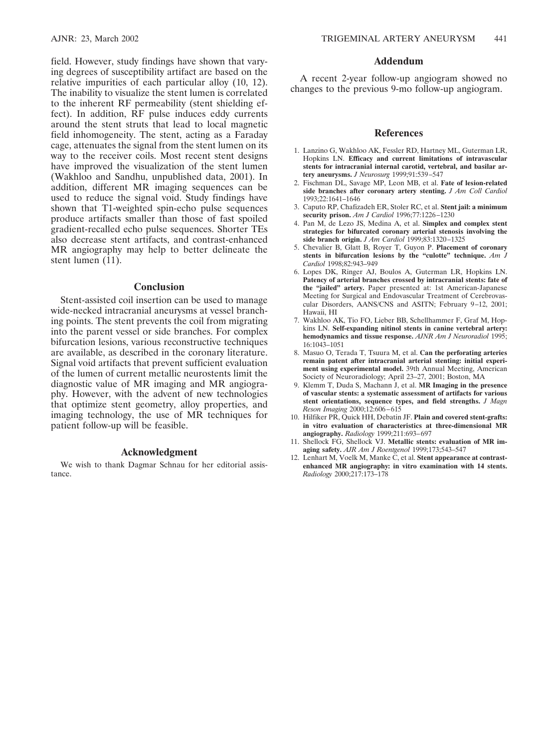field. However, study findings have shown that varying degrees of susceptibility artifact are based on the relative impurities of each particular alloy (10, 12). The inability to visualize the stent lumen is correlated to the inherent RF permeability (stent shielding effect). In addition, RF pulse induces eddy currents around the stent struts that lead to local magnetic field inhomogeneity. The stent, acting as a Faraday cage, attenuates the signal from the stent lumen on its way to the receiver coils. Most recent stent designs have improved the visualization of the stent lumen (Wakhloo and Sandhu, unpublished data, 2001). In addition, different MR imaging sequences can be used to reduce the signal void. Study findings have shown that T1-weighted spin-echo pulse sequences produce artifacts smaller than those of fast spoiled gradient-recalled echo pulse sequences. Shorter TEs also decrease stent artifacts, and contrast-enhanced MR angiography may help to better delineate the stent lumen (11).

## Conclusion

Stent-assisted coil insertion can be used to manage wide-necked intracranial aneurysms at vessel branching points. The stent prevents the coil from migrating into the parent vessel or side branches. For complex bifurcation lesions, various reconstructive techniques are available, as described in the coronary literature. Signal void artifacts that prevent sufficient evaluation of the lumen of current metallic neurostents limit the diagnostic value of MR imaging and MR angiography. However, with the advent of new technologies that optimize stent geometry, alloy properties, and imaging technology, the use of MR techniques for patient follow-up will be feasible.

## Acknowledgment

We wish to thank Dagmar Schnau for her editorial assistance.

## Addendum

A recent 2-year follow-up angiogram showed no changes to the previous 9-mo follow-up angiogram.

## References

1. Lanzino G, Wakhloo AK, Fessler RD, Hartney ML, Guterman LR, Hopkins LN. **Efficacy and current limitations of intravascular stents for intracranial internal carotid, vertebral, and basilar artery aneurysms.** *J Neurosurg* 1999;91:539–547
2. Fischman DL, Savage MP, Leon MB, et al. **Fate of lesion-related side branches after coronary artery stenting.** *J Am Coll Cardiol* 1993;22:1641–1646
3. Caputo RP, Chafizadeh ER, Stoler RC, et al. **Stent jail: a minimum security prison.** *Am J Cardiol* 1996;77:1226–1230
4. Pan M, de Lezo JS, Medina A, et al. **Simplex and complex stent strategies for bifurcated coronary arterial stenosis involving the side branch origin.** *J Am Cardiol* 1999;83:1320–1325
5. Chevalier B, Glatt B, Royer T, Guyon P. **Placement of coronary stents in bifurcation lesions by the "culotte" technique.** *Am J Cardiol* 1998;82:943–949
6. Lopes DK, Ringer AJ, Boulos A, Guterman LR, Hopkins LN. **Patency of arterial branches crossed by intracranial stents: fate of the "jailed" artery.** Paper presented at: 1st American-Japanese Meeting for Surgical and Endovascular Treatment of Cerebrovascular Disorders, AANS/CNS and ASITN; February 9–12, 2001; Hawaii, HI
7. Wakhloo AK, Tio FO, Lieber BB, Schellhammer F, Graf M, Hopkins LN. **Self-expanding nitinol stents in canine vertebral artery: hemodynamics and tissue response.** *AJNR Am J Neuroradiol* 1995; 16:1043–1051
8. Masuo O, Terada T, Tsuura M, et al. **Can the perforating arteries remain patent after intracranial arterial stenting: initial experiment using experimental model.** 39th Annual Meeting, American Society of Neuroradiology; April 23–27, 2001; Boston, MA
9. Klemm T, Duda S, Machann J, et al. **MR Imaging in the presence of vascular stents: a systematic assessment of artifacts for various stent orientations, sequence types, and field strengths.** *J Magn Reson Imaging* 2000;12:606–615
10. Hilfiker PR, Quick HH, Debatin JF. **Plain and covered stent-grafts: in vitro evaluation of characteristics at three-dimensional MR angiography.** *Radiology* 1999;211:693–697
11. Shellock FG, Shellock VJ. **Metallic stents: evaluation of MR imaging safety.** *AJR Am J Roentgenol* 1999;173;543–547
12. Lenhart M, Voelk M, Manke C, et al. **Stent appearance at contrast-enhanced MR angiography: in vitro examination with 14 stents.** *Radiology* 2000;217:173–178